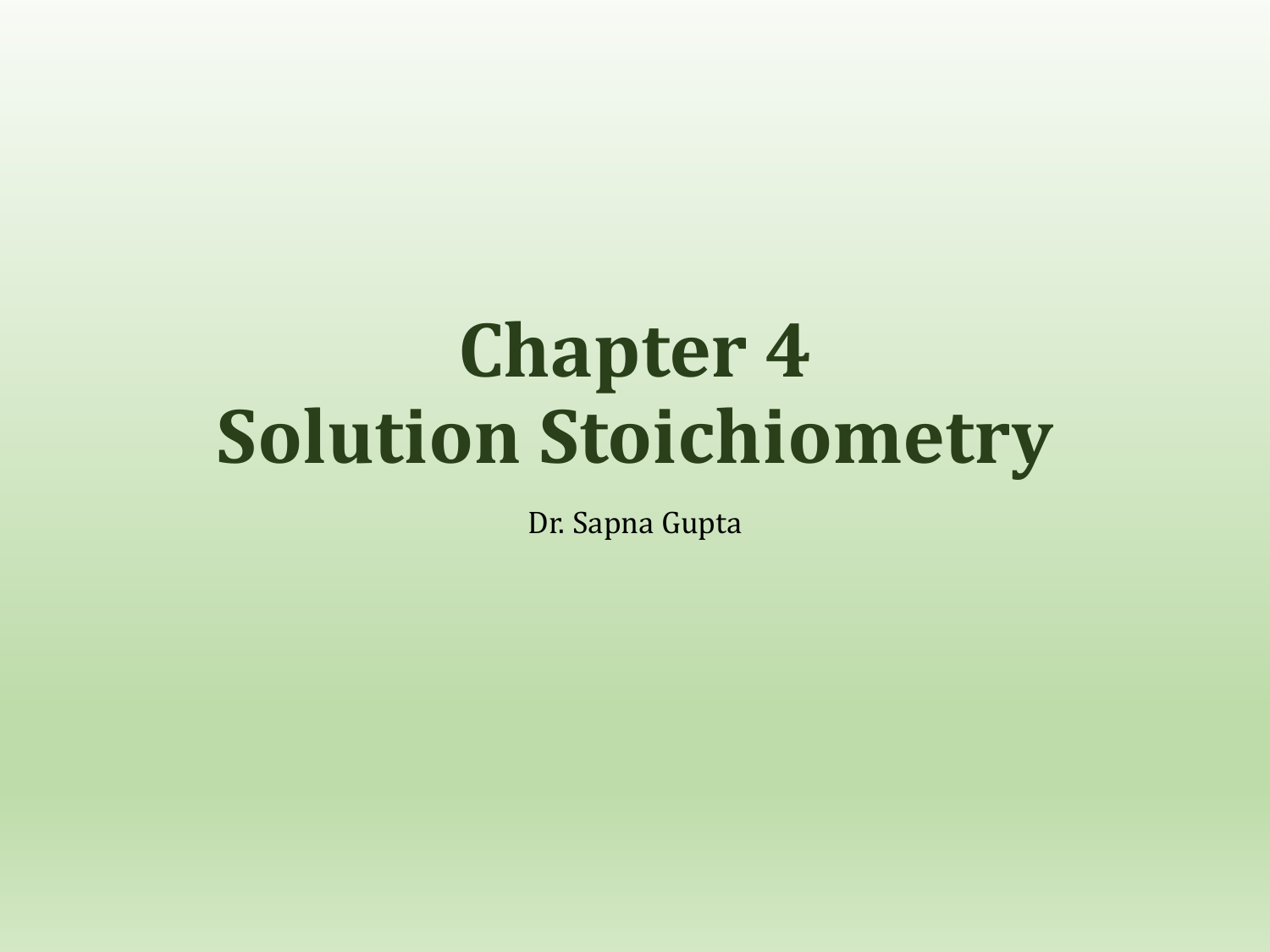# Chapter 4
# Solution Stoichiometry

Dr. Sapna Gupta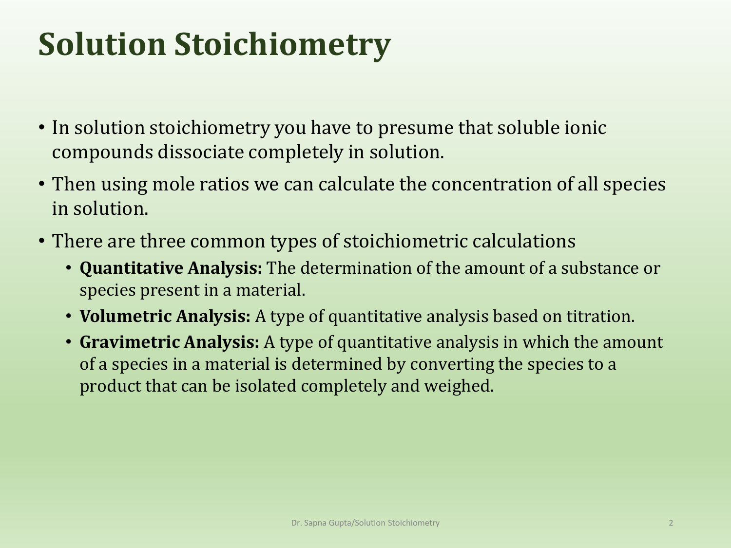# Solution Stoichiometry

- In solution stoichiometry you have to presume that soluble ionic compounds dissociate completely in solution.
- Then using mole ratios we can calculate the concentration of all species in solution.
- There are three common types of stoichiometric calculations
  - **Quantitative Analysis:** The determination of the amount of a substance or species present in a material.
  - **Volumetric Analysis:** A type of quantitative analysis based on titration.
  - **Gravimetric Analysis:** A type of quantitative analysis in which the amount of a species in a material is determined by converting the species to a product that can be isolated completely and weighed.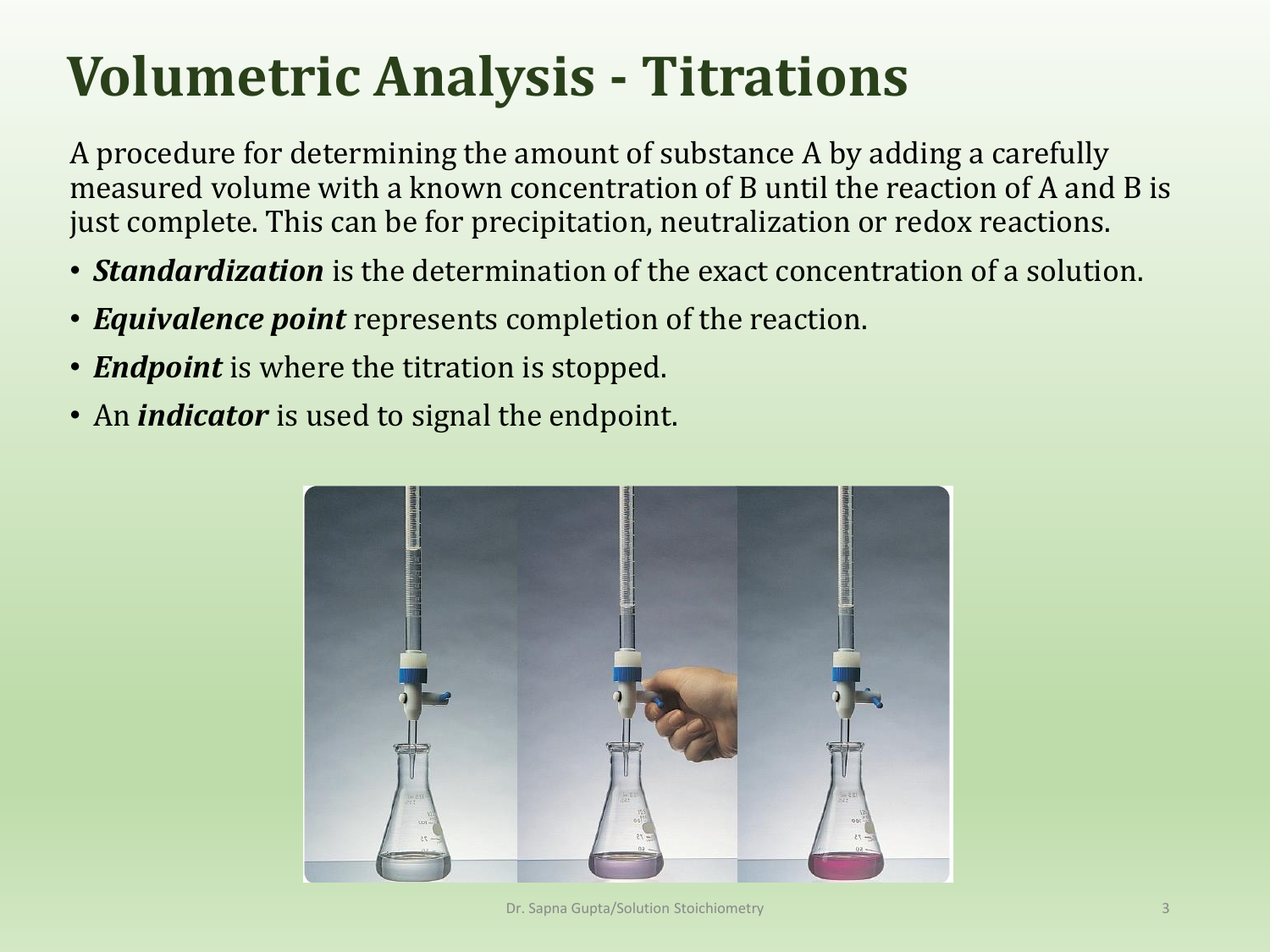# Volumetric Analysis - Titrations

A procedure for determining the amount of substance A by adding a carefully measured volume with a known concentration of B until the reaction of A and B is just complete. This can be for precipitation, neutralization or redox reactions.

- ***Standardization*** is the determination of the exact concentration of a solution.
- ***Equivalence point*** represents completion of the reaction.
- ***Endpoint*** is where the titration is stopped.
- An ***indicator*** is used to signal the endpoint.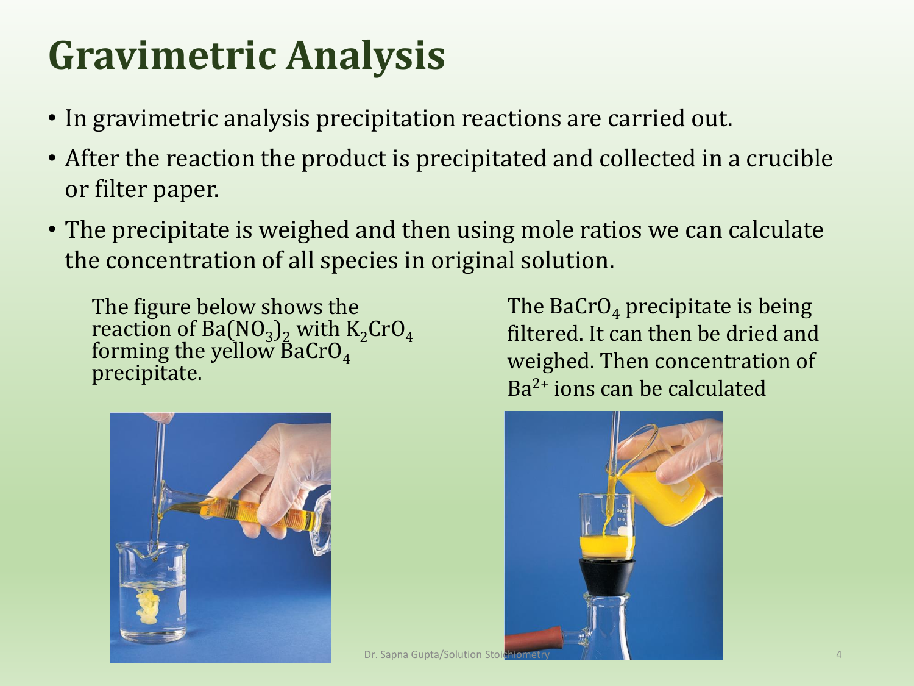# Gravimetric Analysis

- In gravimetric analysis precipitation reactions are carried out.
- After the reaction the product is precipitated and collected in a crucible or filter paper.
- The precipitate is weighed and then using mole ratios we can calculate the concentration of all species in original solution.

The figure below shows the reaction of $Ba(NO_3)_2$ with $K_2CrO_4$ forming the yellow $BaCrO_4$ precipitate.

The $BaCrO_4$ precipitate is being filtered. It can then be dried and weighed. Then concentration of $Ba^{2+}$ ions can be calculated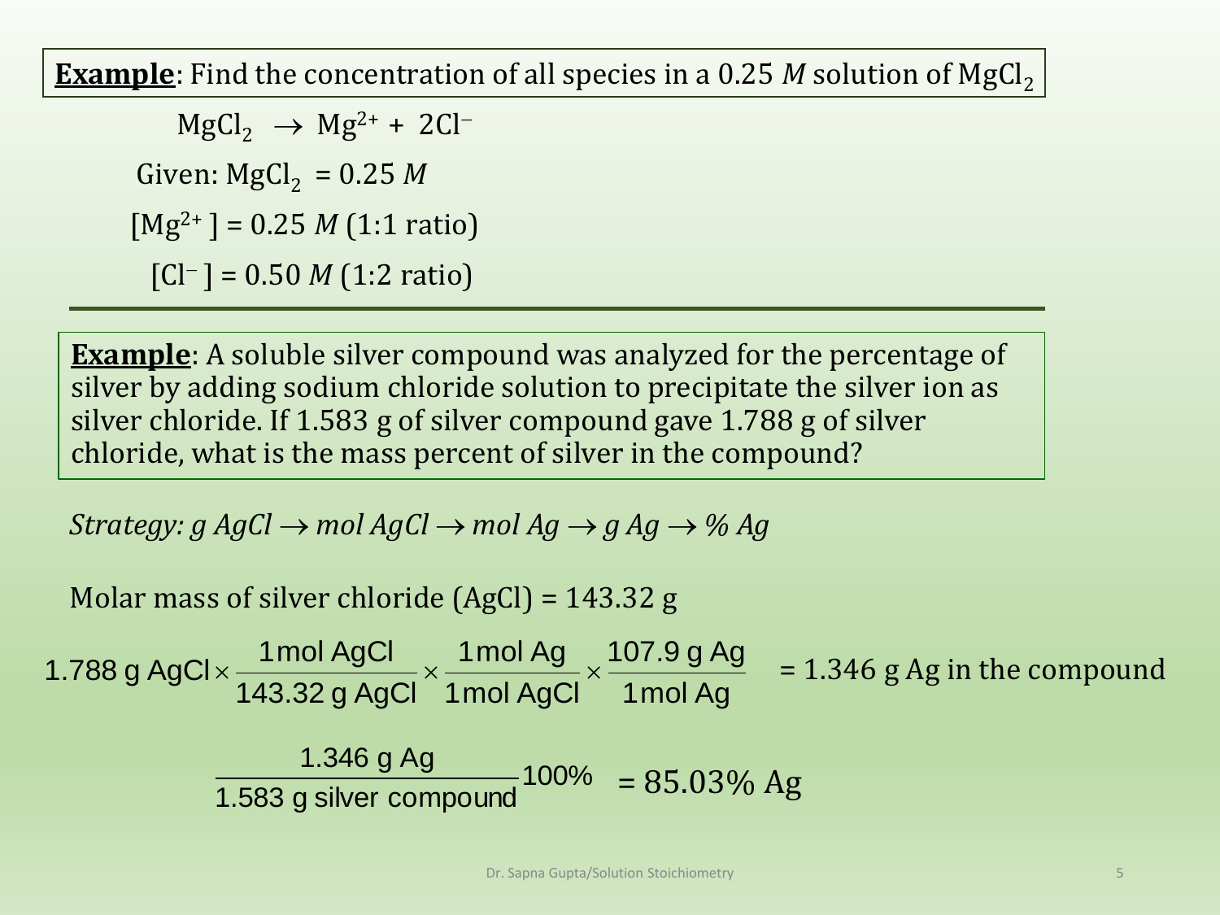**Example**: Find the concentration of all species in a 0.25 *M* solution of $MgCl_2$

$$MgCl_2 \rightarrow Mg^{2+} + 2Cl^-$$

Given: $MgCl_2$ = 0.25 *M*

$[Mg^{2+}]$ = 0.25 *M* (1:1 ratio)

$[Cl^-]$ = 0.50 *M* (1:2 ratio)

---

**Example**: A soluble silver compound was analyzed for the percentage of silver by adding sodium chloride solution to precipitate the silver ion as silver chloride. If 1.583 g of silver compound gave 1.788 g of silver chloride, what is the mass percent of silver in the compound?

*Strategy: g AgCl → mol AgCl → mol Ag → g Ag → % Ag*

Molar mass of silver chloride (AgCl) = 143.32 g

$$1.788 \text{ g AgCl} \times \frac{1 \text{ mol AgCl}}{143.32 \text{ g AgCl}} \times \frac{1 \text{ mol Ag}}{1 \text{ mol AgCl}} \times \frac{107.9 \text{ g Ag}}{1 \text{ mol Ag}} = 1.346 \text{ g Ag in the compound}$$

$$\frac{1.346 \text{ g Ag}}{1.583 \text{ g silver compound}} 100\% = 85.03\% \text{ Ag}$$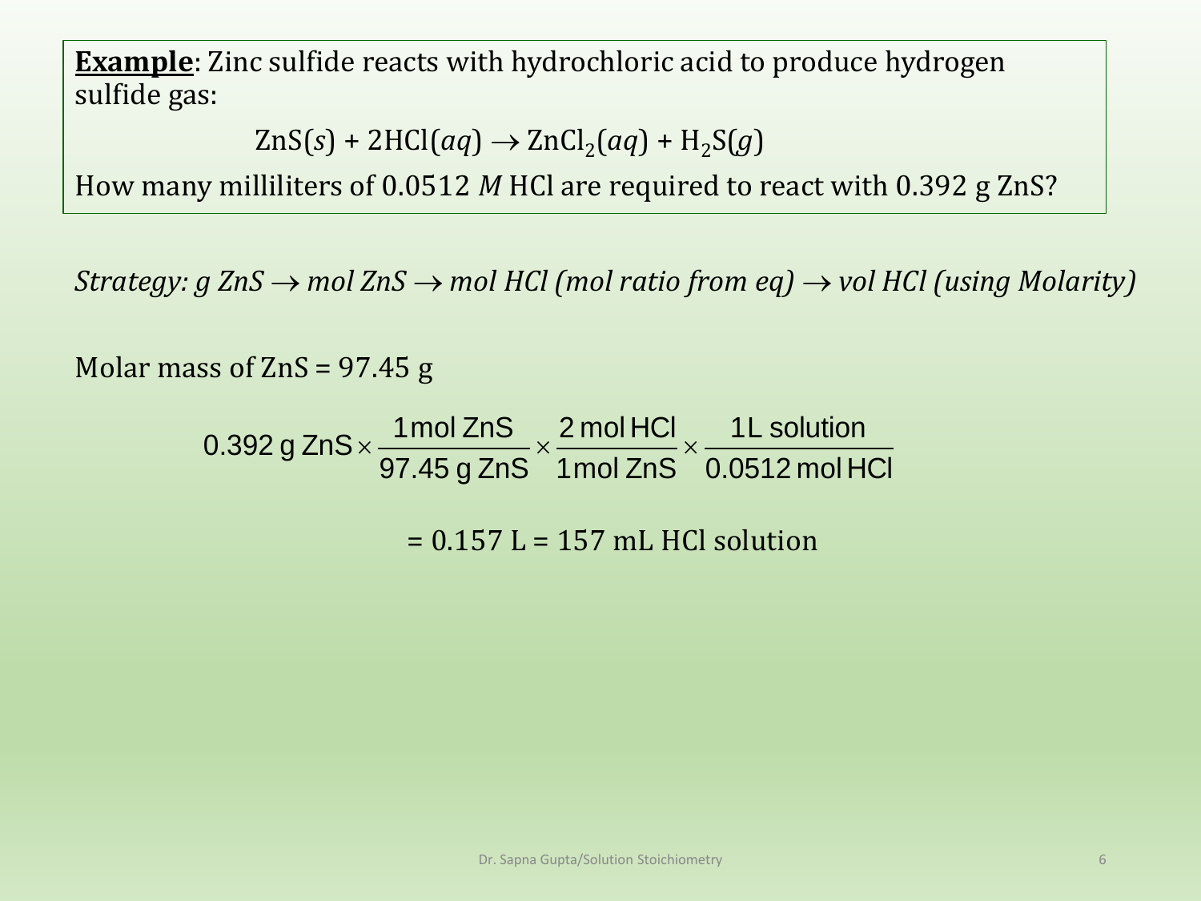**Example**: Zinc sulfide reacts with hydrochloric acid to produce hydrogen sulfide gas:

$$ZnS(s) + 2HCl(aq) \rightarrow ZnCl_2(aq) + H_2S(g)$$

How many milliliters of 0.0512 *M* HCl are required to react with 0.392 g ZnS?

*Strategy: g ZnS $\rightarrow$ mol ZnS $\rightarrow$ mol HCl (mol ratio from eq) $\rightarrow$ vol HCl (using Molarity)*

Molar mass of ZnS = 97.45 g

$$0.392 \text{ g ZnS} \times \frac{1 \text{ mol ZnS}}{97.45 \text{ g ZnS}} \times \frac{2 \text{ mol HCl}}{1 \text{ mol ZnS}} \times \frac{1 \text{L solution}}{0.0512 \text{ mol HCl}}$$

$$= 0.157 \text{ L} = 157 \text{ mL HCl solution}$$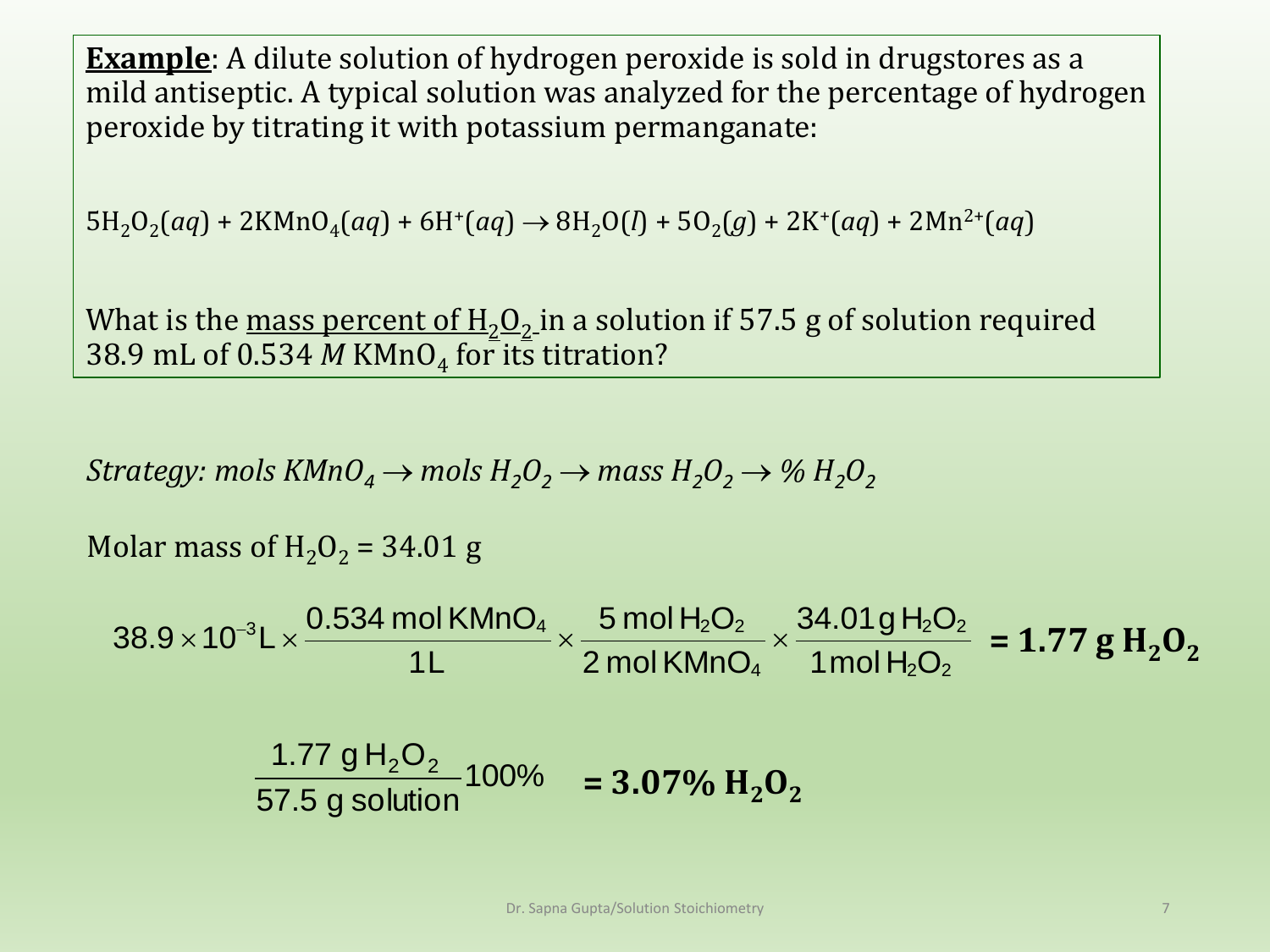**Example**: A dilute solution of hydrogen peroxide is sold in drugstores as a mild antiseptic. A typical solution was analyzed for the percentage of hydrogen peroxide by titrating it with potassium permanganate:

$$5H_2O_2(aq) + 2KMnO_4(aq) + 6H^+(aq) \rightarrow 8H_2O(l) + 5O_2(g) + 2K^+(aq) + 2Mn^{2+}(aq)$$

What is the mass percent of $H_2O_2$ in a solution if 57.5 g of solution required 38.9 mL of 0.534 *M* $KMnO_4$ for its titration?

*Strategy: mols $KMnO_4$ $\rightarrow$ mols $H_2O_2$ $\rightarrow$ mass $H_2O_2$ $\rightarrow$ % $H_2O_2$*

Molar mass of $H_2O_2$ = 34.01 g

$$38.9 \times 10^{-3}\,\text{L} \times \frac{0.534\text{ mol KMnO}_4}{1\text{L}} \times \frac{5\text{ mol H}_2\text{O}_2}{2\text{ mol KMnO}_4} \times \frac{34.01\text{ g H}_2\text{O}_2}{1\text{ mol H}_2\text{O}_2} = \mathbf{1.77\ g\ H_2O_2}$$

$$\frac{1.77\text{ g H}_2\text{O}_2}{57.5\text{ g solution}} 100\% = \mathbf{3.07\%\ H_2O_2}$$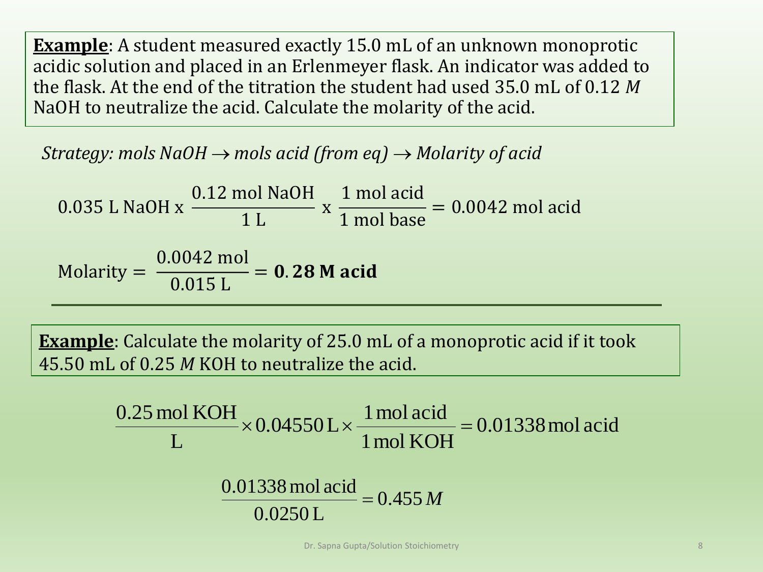**Example**: A student measured exactly 15.0 mL of an unknown monoprotic acidic solution and placed in an Erlenmeyer flask. An indicator was added to the flask. At the end of the titration the student had used 35.0 mL of 0.12 *M* NaOH to neutralize the acid. Calculate the molarity of the acid.

*Strategy: mols NaOH → mols acid (from eq) → Molarity of acid*

$$0.035 \text{ L NaOH x } \frac{0.12 \text{ mol NaOH}}{1 \text{ L}} \text{ x } \frac{1 \text{ mol acid}}{1 \text{ mol base}} = 0.0042 \text{ mol acid}$$

$$\text{Molarity} = \frac{0.0042 \text{ mol}}{0.015 \text{ L}} = \mathbf{0.28\ M\ acid}$$

---

**Example**: Calculate the molarity of 25.0 mL of a monoprotic acid if it took 45.50 mL of 0.25 *M* KOH to neutralize the acid.

$$\frac{0.25 \text{ mol KOH}}{\text{L}} \times 0.04550 \text{ L} \times \frac{1 \text{ mol acid}}{1 \text{ mol KOH}} = 0.01338 \text{ mol acid}$$

$$\frac{0.01338 \text{ mol acid}}{0.0250 \text{ L}} = 0.455\, M$$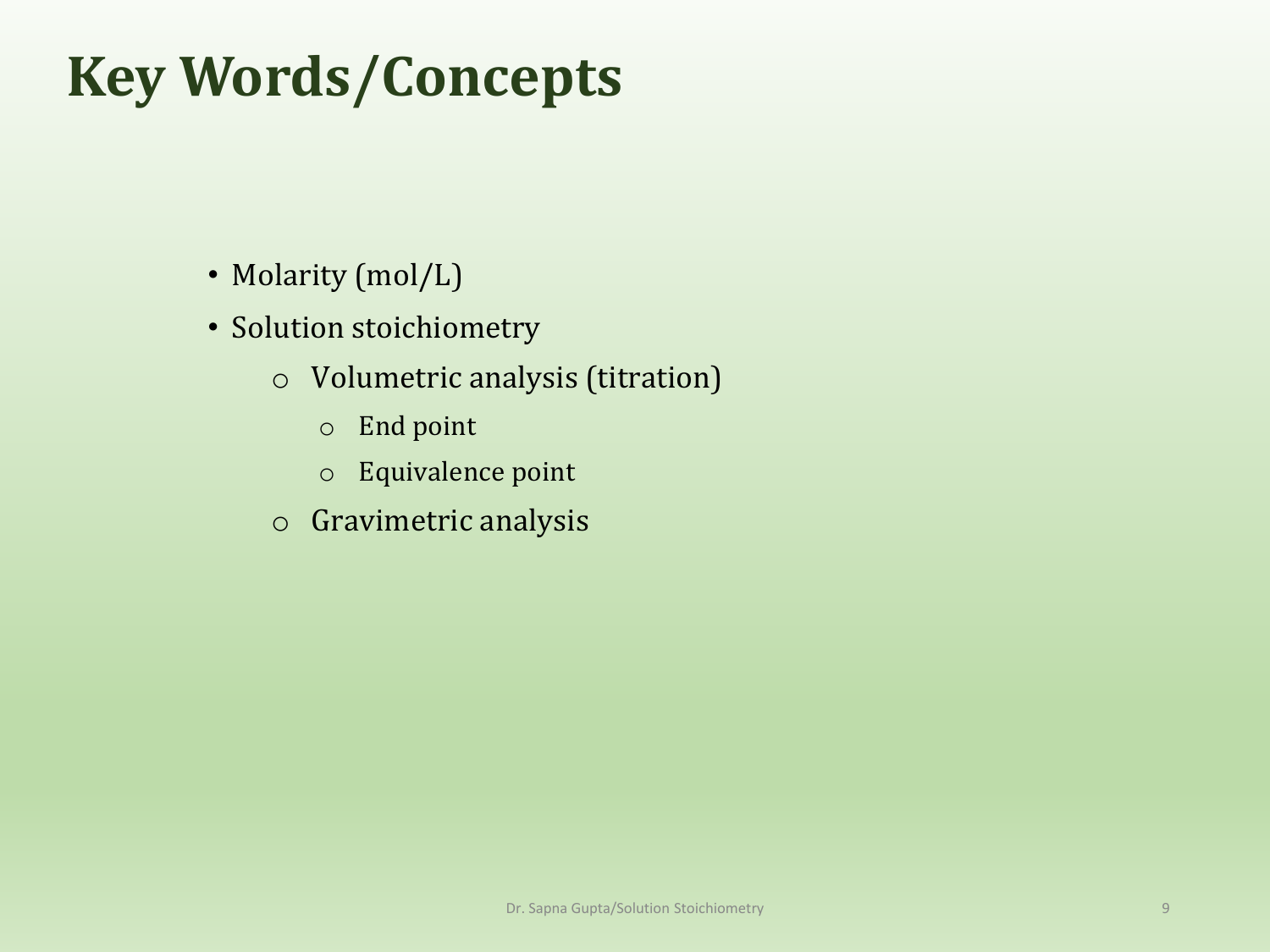# Key Words/Concepts

- Molarity (mol/L)
- Solution stoichiometry
  - Volumetric analysis (titration)
    - End point
    - Equivalence point
  - Gravimetric analysis